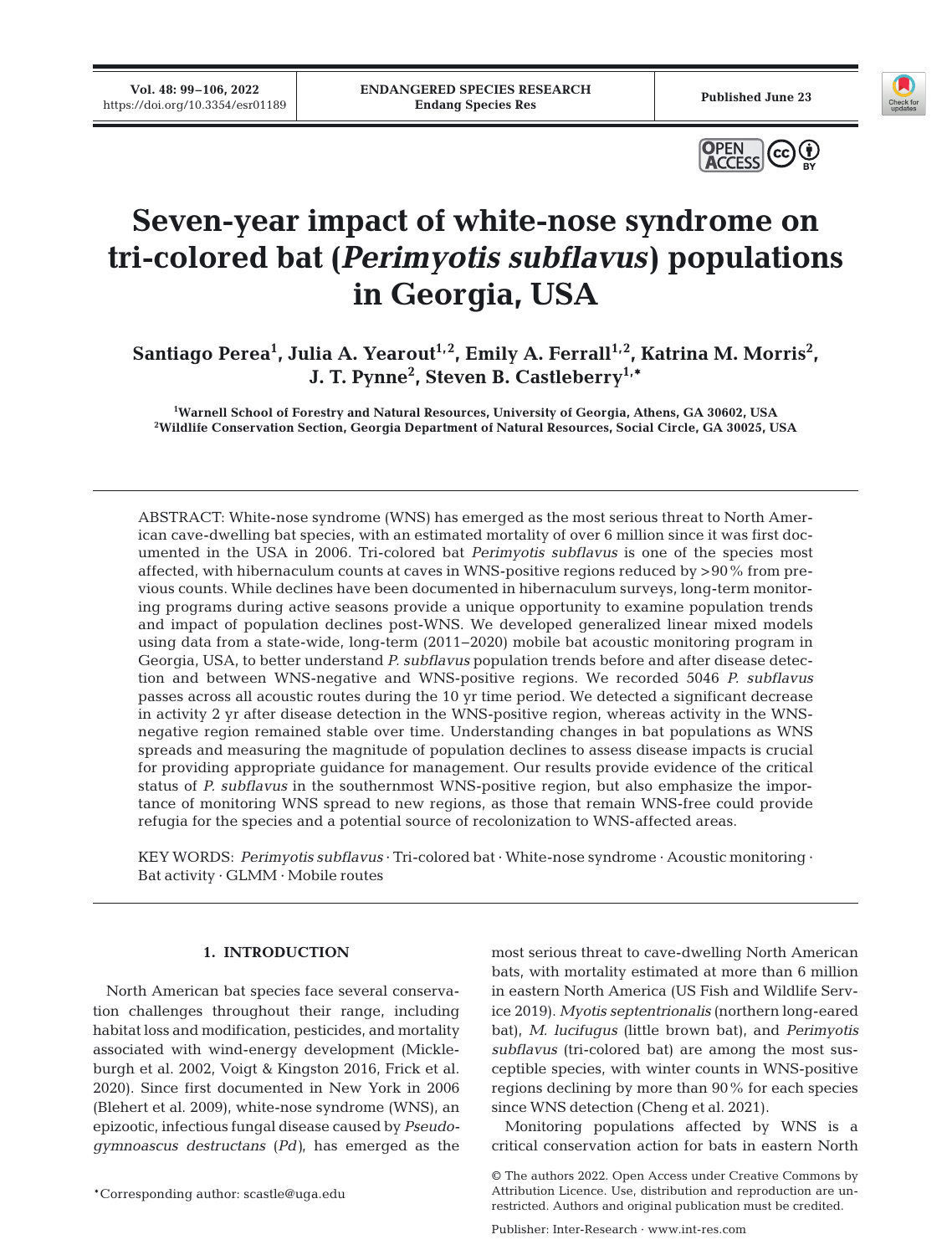# Seven-year impact of white-nose syndrome on tri-colored bat (*Perimyotis subflavus*) populations in Georgia, USA

**Santiago Perea[1], Julia A. Yearout[1,2], Emily A. Ferrall[1,2], Katrina M. Morris[2], J. T. Pynne[2], Steven B. Castleberry[1,*]**

[1]Warnell School of Forestry and Natural Resources, University of Georgia, Athens, GA 30602, USA
[2]Wildlife Conservation Section, Georgia Department of Natural Resources, Social Circle, GA 30025, USA

ABSTRACT: White-nose syndrome (WNS) has emerged as the most serious threat to North American cave-dwelling bat species, with an estimated mortality of over 6 million since it was first documented in the USA in 2006. Tri-colored bat *Perimyotis subflavus* is one of the species most affected, with hibernaculum counts at caves in WNS-positive regions reduced by >90% from previous counts. While declines have been documented in hibernaculum surveys, long-term monitoring programs during active seasons provide a unique opportunity to examine population trends and impact of population declines post-WNS. We developed generalized linear mixed models using data from a state-wide, long-term (2011–2020) mobile bat acoustic monitoring program in Georgia, USA, to better understand *P. subflavus* population trends before and after disease detection and between WNS-negative and WNS-positive regions. We recorded 5046 *P. subflavus* passes across all acoustic routes during the 10 yr time period. We detected a significant decrease in activity 2 yr after disease detection in the WNS-positive region, whereas activity in the WNS-negative region remained stable over time. Understanding changes in bat populations as WNS spreads and measuring the magnitude of population declines to assess disease impacts is crucial for providing appropriate guidance for management. Our results provide evidence of the critical status of *P. subflavus* in the southernmost WNS-positive region, but also emphasize the importance of monitoring WNS spread to new regions, as those that remain WNS-free could provide refugia for the species and a potential source of recolonization to WNS-affected areas.

KEY WORDS: *Perimyotis subflavus* · Tri-colored bat · White-nose syndrome · Acoustic monitoring · Bat activity · GLMM · Mobile routes

## 1. INTRODUCTION

North American bat species face several conservation challenges throughout their range, including habitat loss and modification, pesticides, and mortality associated with wind-energy development (Mickleburgh et al. 2002, Voigt & Kingston 2016, Frick et al. 2020). Since first documented in New York in 2006 (Blehert et al. 2009), white-nose syndrome (WNS), an epizootic, infectious fungal disease caused by *Pseudogymnoascus destructans* (*Pd*), has emerged as the most serious threat to cave-dwelling North American bats, with mortality estimated at more than 6 million in eastern North America (US Fish and Wildlife Service 2019). *Myotis septentrionalis* (northern long-eared bat), *M. lucifugus* (little brown bat), and *Perimyotis subflavus* (tri-colored bat) are among the most susceptible species, with winter counts in WNS-positive regions declining by more than 90% for each species since WNS detection (Cheng et al. 2021).

Monitoring populations affected by WNS is a critical conservation action for bats in eastern North

*Corresponding author: scastle@uga.edu

© The authors 2022. Open Access under Creative Commons by Attribution Licence. Use, distribution and reproduction are unrestricted. Authors and original publication must be credited.

Publisher: Inter-Research · www.int-res.com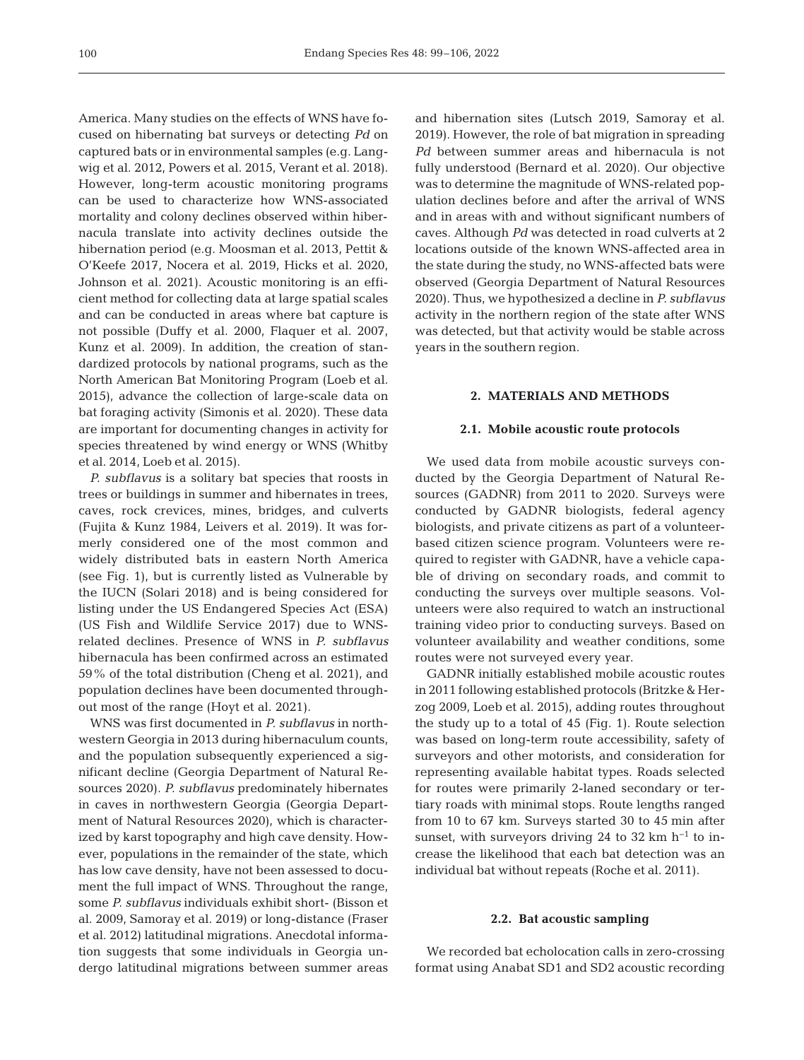America. Many studies on the effects of WNS have focused on hibernating bat surveys or detecting *Pd* on captured bats or in environmental samples (e.g. Langwig et al. 2012, Powers et al. 2015, Verant et al. 2018). However, long-term acoustic monitoring programs can be used to characterize how WNS-associated mortality and colony declines observed within hibernacula translate into activity declines outside the hibernation period (e.g. Moosman et al. 2013, Pettit & O'Keefe 2017, Nocera et al. 2019, Hicks et al. 2020, Johnson et al. 2021). Acoustic monitoring is an efficient method for collecting data at large spatial scales and can be conducted in areas where bat capture is not possible (Duffy et al. 2000, Flaquer et al. 2007, Kunz et al. 2009). In addition, the creation of standardized protocols by national programs, such as the North American Bat Monitoring Program (Loeb et al. 2015), advance the collection of large-scale data on bat foraging activity (Simonis et al. 2020). These data are important for documenting changes in activity for species threatened by wind energy or WNS (Whitby et al. 2014, Loeb et al. 2015).

*P. subflavus* is a solitary bat species that roosts in trees or buildings in summer and hibernates in trees, caves, rock crevices, mines, bridges, and culverts (Fujita & Kunz 1984, Leivers et al. 2019). It was formerly considered one of the most common and widely distributed bats in eastern North America (see Fig. 1), but is currently listed as Vulnerable by the IUCN (Solari 2018) and is being considered for listing under the US Endangered Species Act (ESA) (US Fish and Wildlife Service 2017) due to WNS-related declines. Presence of WNS in *P. subflavus* hibernacula has been confirmed across an estimated 59% of the total distribution (Cheng et al. 2021), and population declines have been documented throughout most of the range (Hoyt et al. 2021).

WNS was first documented in *P. subflavus* in northwestern Georgia in 2013 during hibernaculum counts, and the population subsequently experienced a significant decline (Georgia Department of Natural Resources 2020). *P. subflavus* predominately hibernates in caves in northwestern Georgia (Georgia Department of Natural Resources 2020), which is characterized by karst topography and high cave density. However, populations in the remainder of the state, which has low cave density, have not been assessed to document the full impact of WNS. Throughout the range, some *P. subflavus* individuals exhibit short- (Bisson et al. 2009, Samoray et al. 2019) or long-distance (Fraser et al. 2012) latitudinal migrations. Anecdotal information suggests that some individuals in Georgia undergo latitudinal migrations between summer areas and hibernation sites (Lutsch 2019, Samoray et al. 2019). However, the role of bat migration in spreading *Pd* between summer areas and hibernacula is not fully understood (Bernard et al. 2020). Our objective was to determine the magnitude of WNS-related population declines before and after the arrival of WNS and in areas with and without significant numbers of caves. Although *Pd* was detected in road culverts at 2 locations outside of the known WNS-affected area in the state during the study, no WNS-affected bats were observed (Georgia Department of Natural Resources 2020). Thus, we hypothesized a decline in *P. subflavus* activity in the northern region of the state after WNS was detected, but that activity would be stable across years in the southern region.

## 2. MATERIALS AND METHODS

### 2.1. Mobile acoustic route protocols

We used data from mobile acoustic surveys conducted by the Georgia Department of Natural Resources (GADNR) from 2011 to 2020. Surveys were conducted by GADNR biologists, federal agency biologists, and private citizens as part of a volunteer-based citizen science program. Volunteers were required to register with GADNR, have a vehicle capable of driving on secondary roads, and commit to conducting the surveys over multiple seasons. Volunteers were also required to watch an instructional training video prior to conducting surveys. Based on volunteer availability and weather conditions, some routes were not surveyed every year.

GADNR initially established mobile acoustic routes in 2011 following established protocols (Britzke & Herzog 2009, Loeb et al. 2015), adding routes throughout the study up to a total of 45 (Fig. 1). Route selection was based on long-term route accessibility, safety of surveyors and other motorists, and consideration for representing available habitat types. Roads selected for routes were primarily 2-laned secondary or tertiary roads with minimal stops. Route lengths ranged from 10 to 67 km. Surveys started 30 to 45 min after sunset, with surveyors driving 24 to 32 km $h^{-1}$ to increase the likelihood that each bat detection was an individual bat without repeats (Roche et al. 2011).

### 2.2. Bat acoustic sampling

We recorded bat echolocation calls in zero-crossing format using Anabat SD1 and SD2 acoustic recording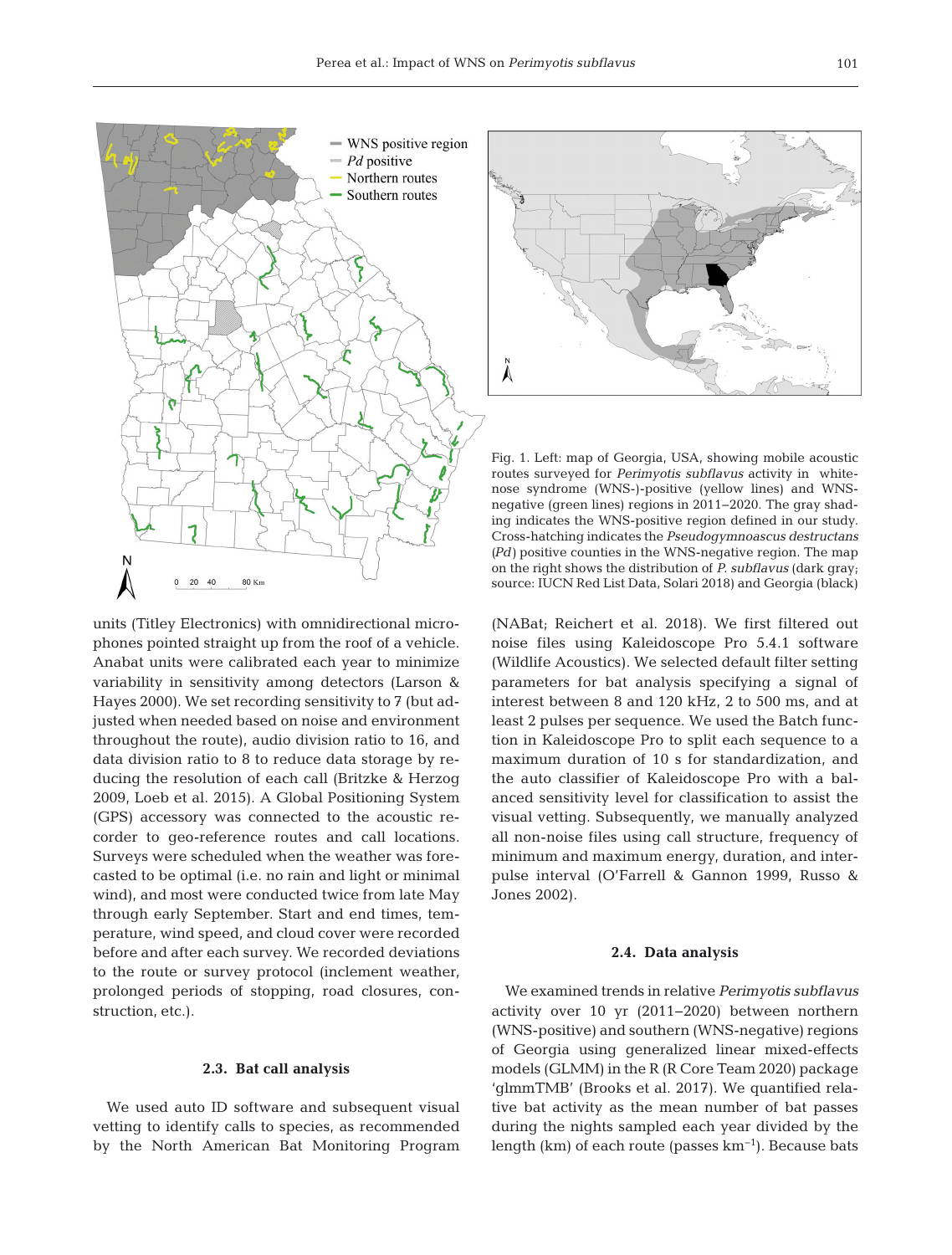Fig. 1. Left: map of Georgia, USA, showing mobile acoustic routes surveyed for *Perimyotis subflavus* activity in white-nose syndrome (WNS-)-positive (yellow lines) and WNS-negative (green lines) regions in 2011–2020. The gray shading indicates the WNS-positive region defined in our study. Cross-hatching indicates the *Pseudogymnoascus destructans* (*Pd*) positive counties in the WNS-negative region. The map on the right shows the distribution of *P. subflavus* (dark gray; source: IUCN Red List Data, Solari 2018) and Georgia (black)

units (Titley Electronics) with omnidirectional microphones pointed straight up from the roof of a vehicle. Anabat units were calibrated each year to minimize variability in sensitivity among detectors (Larson & Hayes 2000). We set recording sensitivity to 7 (but adjusted when needed based on noise and environment throughout the route), audio division ratio to 16, and data division ratio to 8 to reduce data storage by reducing the resolution of each call (Britzke & Herzog 2009, Loeb et al. 2015). A Global Positioning System (GPS) accessory was connected to the acoustic recorder to geo-reference routes and call locations. Surveys were scheduled when the weather was forecasted to be optimal (i.e. no rain and light or minimal wind), and most were conducted twice from late May through early September. Start and end times, temperature, wind speed, and cloud cover were recorded before and after each survey. We recorded deviations to the route or survey protocol (inclement weather, prolonged periods of stopping, road closures, construction, etc.).

### 2.3. Bat call analysis

We used auto ID software and subsequent visual vetting to identify calls to species, as recommended by the North American Bat Monitoring Program (NABat; Reichert et al. 2018). We first filtered out noise files using Kaleidoscope Pro 5.4.1 software (Wildlife Acoustics). We selected default filter setting parameters for bat analysis specifying a signal of interest between 8 and 120 kHz, 2 to 500 ms, and at least 2 pulses per sequence. We used the Batch function in Kaleidoscope Pro to split each sequence to a maximum duration of 10 s for standardization, and the auto classifier of Kaleidoscope Pro with a balanced sensitivity level for classification to assist the visual vetting. Subsequently, we manually analyzed all non-noise files using call structure, frequency of minimum and maximum energy, duration, and inter-pulse interval (O'Farrell & Gannon 1999, Russo & Jones 2002).

### 2.4. Data analysis

We examined trends in relative *Perimyotis subflavus* activity over 10 yr (2011–2020) between northern (WNS-positive) and southern (WNS-negative) regions of Georgia using generalized linear mixed-effects models (GLMM) in the R (R Core Team 2020) package 'glmmTMB' (Brooks et al. 2017). We quantified relative bat activity as the mean number of bat passes during the nights sampled each year divided by the length (km) of each route (passes km$^{-1}$). Because bats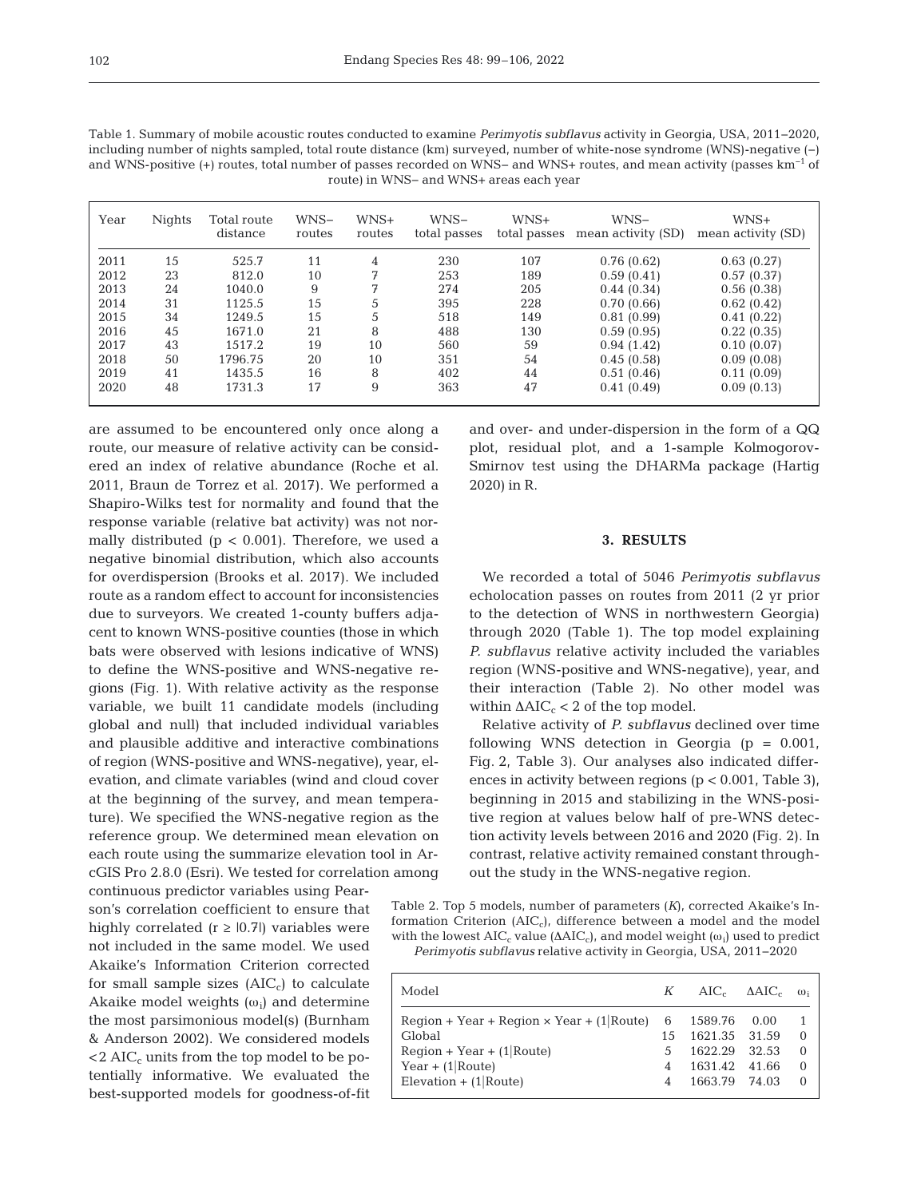Table 1. Summary of mobile acoustic routes conducted to examine *Perimyotis subflavus* activity in Georgia, USA, 2011–2020, including number of nights sampled, total route distance (km) surveyed, number of white-nose syndrome (WNS)-negative (–) and WNS-positive (+) routes, total number of passes recorded on WNS– and WNS+ routes, and mean activity (passes $km^{-1}$ of route) in WNS– and WNS+ areas each year

| Year | Nights | Total route distance | WNS– routes | WNS+ routes | WNS– total passes | WNS+ total passes | WNS– mean activity (SD) | WNS+ mean activity (SD) |
|---|---|---|---|---|---|---|---|---|
| 2011 | 15 | 525.7 | 11 | 4 | 230 | 107 | 0.76 (0.62) | 0.63 (0.27) |
| 2012 | 23 | 812.0 | 10 | 7 | 253 | 189 | 0.59 (0.41) | 0.57 (0.37) |
| 2013 | 24 | 1040.0 | 9 | 7 | 274 | 205 | 0.44 (0.34) | 0.56 (0.38) |
| 2014 | 31 | 1125.5 | 15 | 5 | 395 | 228 | 0.70 (0.66) | 0.62 (0.42) |
| 2015 | 34 | 1249.5 | 15 | 5 | 518 | 149 | 0.81 (0.99) | 0.41 (0.22) |
| 2016 | 45 | 1671.0 | 21 | 8 | 488 | 130 | 0.59 (0.95) | 0.22 (0.35) |
| 2017 | 43 | 1517.2 | 19 | 10 | 560 | 59 | 0.94 (1.42) | 0.10 (0.07) |
| 2018 | 50 | 1796.75 | 20 | 10 | 351 | 54 | 0.45 (0.58) | 0.09 (0.08) |
| 2019 | 41 | 1435.5 | 16 | 8 | 402 | 44 | 0.51 (0.46) | 0.11 (0.09) |
| 2020 | 48 | 1731.3 | 17 | 9 | 363 | 47 | 0.41 (0.49) | 0.09 (0.13) |

are assumed to be encountered only once along a route, our measure of relative activity can be considered an index of relative abundance (Roche et al. 2011, Braun de Torrez et al. 2017). We performed a Shapiro-Wilks test for normality and found that the response variable (relative bat activity) was not normally distributed ($p < 0.001$). Therefore, we used a negative binomial distribution, which also accounts for overdispersion (Brooks et al. 2017). We included route as a random effect to account for inconsistencies due to surveyors. We created 1-county buffers adjacent to known WNS-positive counties (those in which bats were observed with lesions indicative of WNS) to define the WNS-positive and WNS-negative regions (Fig. 1). With relative activity as the response variable, we built 11 candidate models (including global and null) that included individual variables and plausible additive and interactive combinations of region (WNS-positive and WNS-negative), year, elevation, and climate variables (wind and cloud cover at the beginning of the survey, and mean temperature). We specified the WNS-negative region as the reference group. We determined mean elevation on each route using the summarize elevation tool in ArcGIS Pro 2.8.0 (Esri). We tested for correlation among continuous predictor variables using Pearson's correlation coefficient to ensure that highly correlated ($r \geq |0.7|$) variables were not included in the same model. We used Akaike's Information Criterion corrected for small sample sizes ($AIC_c$) to calculate Akaike model weights ($\omega_i$) and determine the most parsimonious model(s) (Burnham & Anderson 2002). We considered models $< 2$ $AIC_c$ units from the top model to be potentially informative. We evaluated the best-supported models for goodness-of-fit and over- and under-dispersion in the form of a QQ plot, residual plot, and a 1-sample Kolmogorov-Smirnov test using the DHARMa package (Hartig 2020) in R.

## 3. RESULTS

We recorded a total of 5046 *Perimyotis subflavus* echolocation passes on routes from 2011 (2 yr prior to the detection of WNS in northwestern Georgia) through 2020 (Table 1). The top model explaining *P. subflavus* relative activity included the variables region (WNS-positive and WNS-negative), year, and their interaction (Table 2). No other model was within $\Delta AIC_c < 2$ of the top model.

Relative activity of *P. subflavus* declined over time following WNS detection in Georgia ($p = 0.001$, Fig. 2, Table 3). Our analyses also indicated differences in activity between regions ($p < 0.001$, Table 3), beginning in 2015 and stabilizing in the WNS-positive region at values below half of pre-WNS detection activity levels between 2016 and 2020 (Fig. 2). In contrast, relative activity remained constant throughout the study in the WNS-negative region.

Table 2. Top 5 models, number of parameters ($K$), corrected Akaike's Information Criterion ($AIC_c$), difference between a model and the model with the lowest $AIC_c$ value ($\Delta AIC_c$), and model weight ($\omega_i$) used to predict *Perimyotis subflavus* relative activity in Georgia, USA, 2011–2020

| Model | $K$ | $AIC_c$ | $\Delta AIC_c$ | $\omega_i$ |
|---|---|---|---|---|
| Region + Year + Region × Year + (1\|Route) | 6 | 1589.76 | 0.00 | 1 |
| Global | 15 | 1621.35 | 31.59 | 0 |
| Region + Year + (1\|Route) | 5 | 1622.29 | 32.53 | 0 |
| Year + (1\|Route) | 4 | 1631.42 | 41.66 | 0 |
| Elevation + (1\|Route) | 4 | 1663.79 | 74.03 | 0 |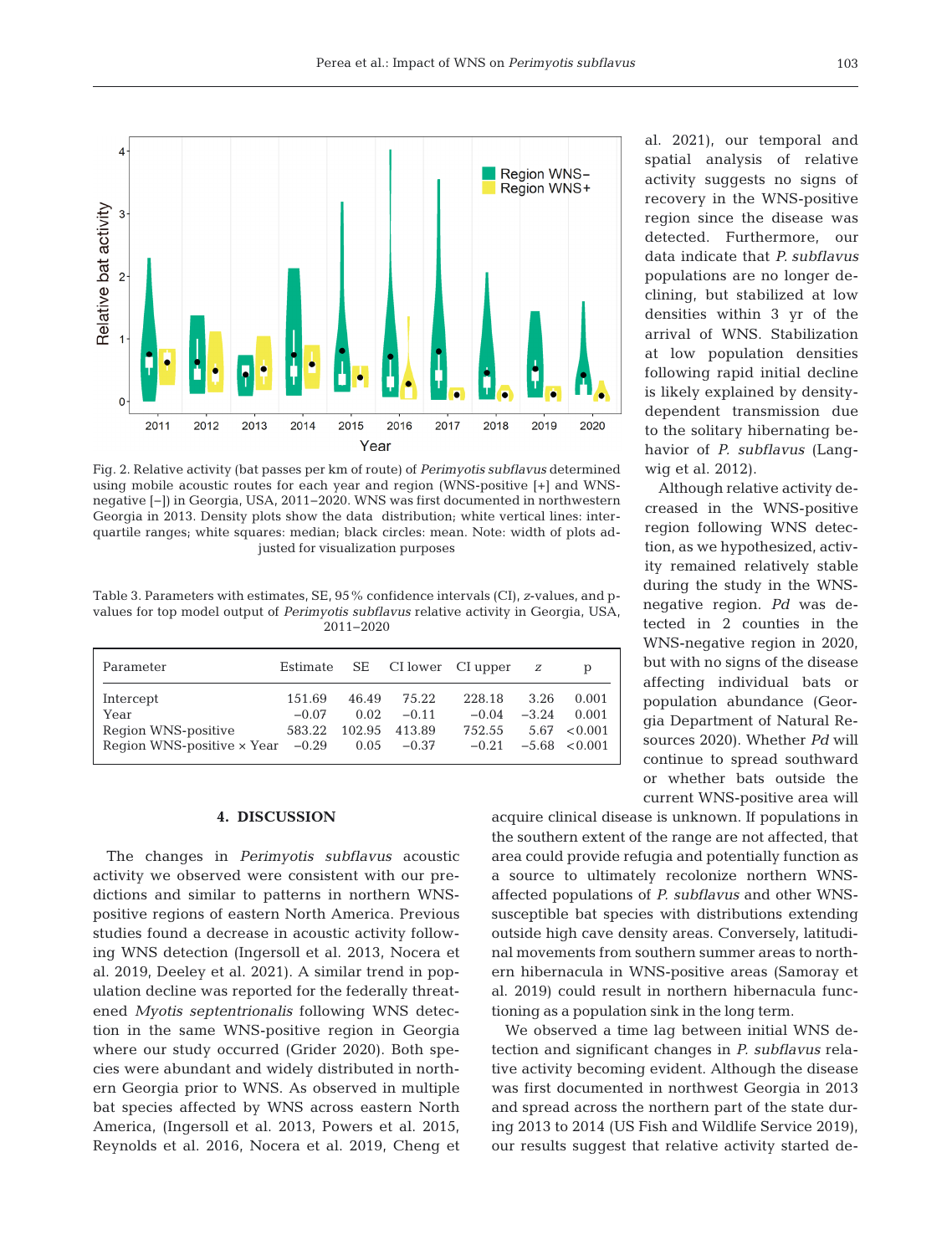Fig. 2. Relative activity (bat passes per km of route) of *Perimyotis subflavus* determined using mobile acoustic routes for each year and region (WNS-positive [+] and WNS-negative [−]) in Georgia, USA, 2011–2020. WNS was first documented in northwestern Georgia in 2013. Density plots show the data distribution; white vertical lines: interquartile ranges; white squares: median; black circles: mean. Note: width of plots adjusted for visualization purposes

Table 3. Parameters with estimates, SE, 95% confidence intervals (CI), *z*-values, and p-values for top model output of *Perimyotis subflavus* relative activity in Georgia, USA, 2011–2020

| Parameter | Estimate | SE | CI lower | CI upper | *z* | p |
|---|---|---|---|---|---|---|
| Intercept | 151.69 | 46.49 | 75.22 | 228.18 | 3.26 | 0.001 |
| Year | −0.07 | 0.02 | −0.11 | −0.04 | −3.24 | 0.001 |
| Region WNS-positive | 583.22 | 102.95 | 413.89 | 752.55 | 5.67 | <0.001 |
| Region WNS-positive × Year | −0.29 | 0.05 | −0.37 | −0.21 | −5.68 | <0.001 |

## 4. DISCUSSION

The changes in *Perimyotis subflavus* acoustic activity we observed were consistent with our predictions and similar to patterns in northern WNS-positive regions of eastern North America. Previous studies found a decrease in acoustic activity following WNS detection (Ingersoll et al. 2013, Nocera et al. 2019, Deeley et al. 2021). A similar trend in population decline was reported for the federally threatened *Myotis septentrionalis* following WNS detection in the same WNS-positive region in Georgia where our study occurred (Grider 2020). Both species were abundant and widely distributed in northern Georgia prior to WNS. As observed in multiple bat species affected by WNS across eastern North America, (Ingersoll et al. 2013, Powers et al. 2015, Reynolds et al. 2016, Nocera et al. 2019, Cheng et al. 2021), our temporal and spatial analysis of relative activity suggests no signs of recovery in the WNS-positive region since the disease was detected. Furthermore, our data indicate that *P. subflavus* populations are no longer declining, but stabilized at low densities within 3 yr of the arrival of WNS. Stabilization at low population densities following rapid initial decline is likely explained by density-dependent transmission due to the solitary hibernating behavior of *P. subflavus* (Langwig et al. 2012).

Although relative activity decreased in the WNS-positive region following WNS detection, as we hypothesized, activity remained relatively stable during the study in the WNS-negative region. *Pd* was detected in 2 counties in the WNS-negative region in 2020, but with no signs of the disease affecting individual bats or population abundance (Georgia Department of Natural Resources 2020). Whether *Pd* will continue to spread southward or whether bats outside the current WNS-positive area will acquire clinical disease is unknown. If populations in the southern extent of the range are not affected, that area could provide refugia and potentially function as a source to ultimately recolonize northern WNS-affected populations of *P. subflavus* and other WNS-susceptible bat species with distributions extending outside high cave density areas. Conversely, latitudinal movements from southern summer areas to northern hibernacula in WNS-positive areas (Samoray et al. 2019) could result in northern hibernacula functioning as a population sink in the long term.

We observed a time lag between initial WNS detection and significant changes in *P. subflavus* relative activity becoming evident. Although the disease was first documented in northwest Georgia in 2013 and spread across the northern part of the state during 2013 to 2014 (US Fish and Wildlife Service 2019), our results suggest that relative activity started de-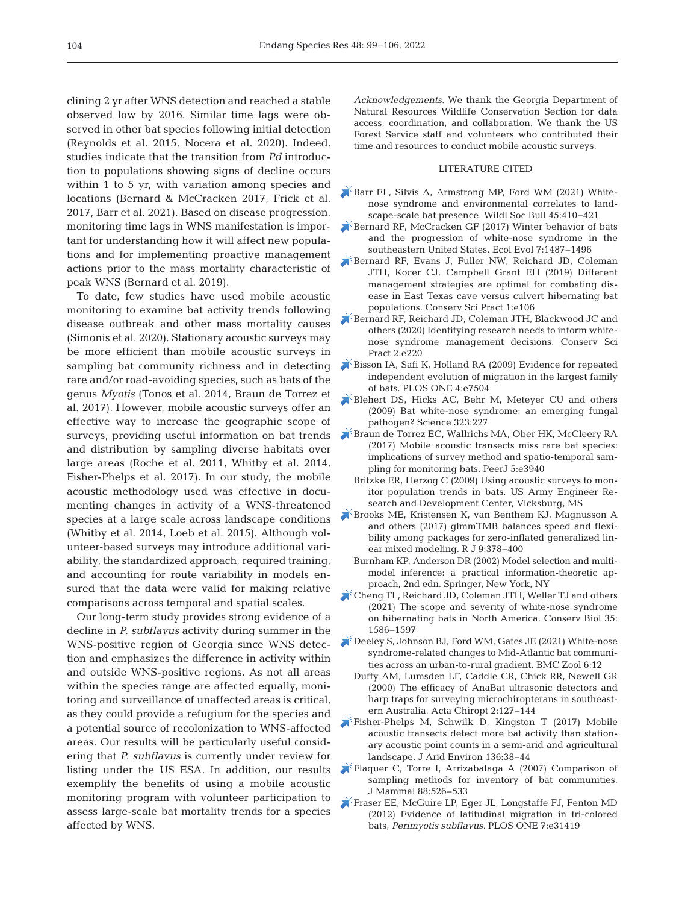clining 2 yr after WNS detection and reached a stable observed low by 2016. Similar time lags were observed in other bat species following initial detection (Reynolds et al. 2015, Nocera et al. 2020). Indeed, studies indicate that the transition from *Pd* introduction to populations showing signs of decline occurs within 1 to 5 yr, with variation among species and locations (Bernard & McCracken 2017, Frick et al. 2017, Barr et al. 2021). Based on disease progression, monitoring time lags in WNS manifestation is important for understanding how it will affect new populations and for implementing proactive management actions prior to the mass mortality characteristic of peak WNS (Bernard et al. 2019).

To date, few studies have used mobile acoustic monitoring to examine bat activity trends following disease outbreak and other mass mortality causes (Simonis et al. 2020). Stationary acoustic surveys may be more efficient than mobile acoustic surveys in sampling bat community richness and in detecting rare and/or road-avoiding species, such as bats of the genus *Myotis* (Tonos et al. 2014, Braun de Torrez et al. 2017). However, mobile acoustic surveys offer an effective way to increase the geographic scope of surveys, providing useful information on bat trends and distribution by sampling diverse habitats over large areas (Roche et al. 2011, Whitby et al. 2014, Fisher-Phelps et al. 2017). In our study, the mobile acoustic methodology used was effective in documenting changes in activity of a WNS-threatened species at a large scale across landscape conditions (Whitby et al. 2014, Loeb et al. 2015). Although volunteer-based surveys may introduce additional variability, the standardized approach, required training, and accounting for route variability in models ensured that the data were valid for making relative comparisons across temporal and spatial scales.

Our long-term study provides strong evidence of a decline in *P. subflavus* activity during summer in the WNS-positive region of Georgia since WNS detection and emphasizes the difference in activity within and outside WNS-positive regions. As not all areas within the species range are affected equally, monitoring and surveillance of unaffected areas is critical, as they could provide a refugium for the species and a potential source of recolonization to WNS-affected areas. Our results will be particularly useful considering that *P. subflavus* is currently under review for listing under the US ESA. In addition, our results exemplify the benefits of using a mobile acoustic monitoring program with volunteer participation to assess large-scale bat mortality trends for a species affected by WNS.

*Acknowledgements.* We thank the Georgia Department of Natural Resources Wildlife Conservation Section for data access, coordination, and collaboration. We thank the US Forest Service staff and volunteers who contributed their time and resources to conduct mobile acoustic surveys.

## LITERATURE CITED

Barr EL, Silvis A, Armstrong MP, Ford WM (2021) White-nose syndrome and environmental correlates to landscape-scale bat presence. Wildl Soc Bull 45:410–421

Bernard RF, McCracken GF (2017) Winter behavior of bats and the progression of white-nose syndrome in the southeastern United States. Ecol Evol 7:1487–1496

Bernard RF, Evans J, Fuller NW, Reichard JD, Coleman JTH, Kocer CJ, Campbell Grant EH (2019) Different management strategies are optimal for combating disease in East Texas cave versus culvert hibernating bat populations. Conserv Sci Pract 1:e106

Bernard RF, Reichard JD, Coleman JTH, Blackwood JC and others (2020) Identifying research needs to inform white-nose syndrome management decisions. Conserv Sci Pract 2:e220

Bisson IA, Safi K, Holland RA (2009) Evidence for repeated independent evolution of migration in the largest family of bats. PLOS ONE 4:e7504

Blehert DS, Hicks AC, Behr M, Meteyer CU and others (2009) Bat white-nose syndrome: an emerging fungal pathogen? Science 323:227

Braun de Torrez EC, Wallrichs MA, Ober HK, McCleery RA (2017) Mobile acoustic transects miss rare bat species: implications of survey method and spatio-temporal sampling for monitoring bats. PeerJ 5:e3940

Britzke ER, Herzog C (2009) Using acoustic surveys to monitor population trends in bats. US Army Engineer Research and Development Center, Vicksburg, MS

Brooks ME, Kristensen K, van Benthem KJ, Magnusson A and others (2017) glmmTMB balances speed and flexibility among packages for zero-inflated generalized linear mixed modeling. R J 9:378–400

Burnham KP, Anderson DR (2002) Model selection and multimodel inference: a practical information-theoretic approach, 2nd edn. Springer, New York, NY

Cheng TL, Reichard JD, Coleman JTH, Weller TJ and others (2021) The scope and severity of white-nose syndrome on hibernating bats in North America. Conserv Biol 35: 1586–1597

Deeley S, Johnson BJ, Ford WM, Gates JE (2021) White-nose syndrome-related changes to Mid-Atlantic bat communities across an urban-to-rural gradient. BMC Zool 6:12

Duffy AM, Lumsden LF, Caddle CR, Chick RR, Newell GR (2000) The efficacy of AnaBat ultrasonic detectors and harp traps for surveying microchiropterans in southeastern Australia. Acta Chiropt 2:127–144

Fisher-Phelps M, Schwilk D, Kingston T (2017) Mobile acoustic transects detect more bat activity than stationary acoustic point counts in a semi-arid and agricultural landscape. J Arid Environ 136:38–44

Flaquer C, Torre I, Arrizabalaga A (2007) Comparison of sampling methods for inventory of bat communities. J Mammal 88:526–533

Fraser EE, McGuire LP, Eger JL, Longstaffe FJ, Fenton MD (2012) Evidence of latitudinal migration in tri-colored bats, *Perimyotis subflavus*. PLOS ONE 7:e31419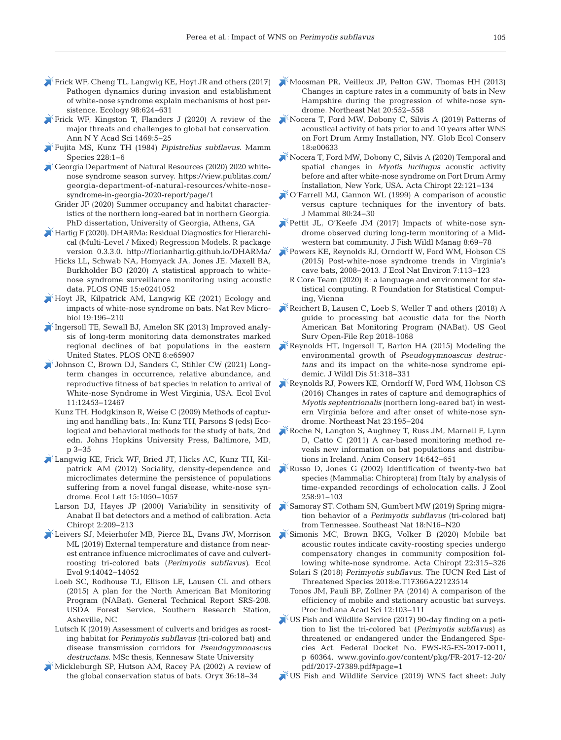Frick WF, Cheng TL, Langwig KE, Hoyt JR and others (2017) Pathogen dynamics during invasion and establishment of white-nose syndrome explain mechanisms of host persistence. Ecology 98:624−631

Frick WF, Kingston T, Flanders J (2020) A review of the major threats and challenges to global bat conservation. Ann N Y Acad Sci 1469:5−25

Fujita MS, Kunz TH (1984) *Pipistrellus subflavus*. Mamm Species 228:1−6

Georgia Department of Natural Resources (2020) 2020 white-nose syndrome season survey. https://view.publitas.com/georgia-department-of-natural-resources/white-nose-syndrome-in-georgia-2020-report/page/1

Grider JF (2020) Summer occupancy and habitat characteristics of the northern long-eared bat in northern Georgia. PhD dissertation, University of Georgia, Athens, GA

Hartig F (2020). DHARMa: Residual Diagnostics for Hierarchical (Multi-Level / Mixed) Regression Models. R package version 0.3.3.0. http://florianhartig.github.io/DHARMa/

Hicks LL, Schwab NA, Homyack JA, Jones JE, Maxell BA, Burkholder BO (2020) A statistical approach to white-nose syndrome surveillance monitoring using acoustic data. PLOS ONE 15:e0241052

Hoyt JR, Kilpatrick AM, Langwig KE (2021) Ecology and impacts of white-nose syndrome on bats. Nat Rev Microbiol 19:196−210

Ingersoll TE, Sewall BJ, Amelon SK (2013) Improved analysis of long-term monitoring data demonstrates marked regional declines of bat populations in the eastern United States. PLOS ONE 8:e65907

Johnson C, Brown DJ, Sanders C, Stihler CW (2021) Long-term changes in occurrence, relative abundance, and reproductive fitness of bat species in relation to arrival of White-nose Syndrome in West Virginia, USA. Ecol Evol 11:12453−12467

Kunz TH, Hodgkinson R, Weise C (2009) Methods of capturing and handling bats., In: Kunz TH, Parsons S (eds) Ecological and behavioral methods for the study of bats, 2nd edn. Johns Hopkins University Press, Baltimore, MD, p 3−35

Langwig KE, Frick WF, Bried JT, Hicks AC, Kunz TH, Kilpatrick AM (2012) Sociality, density-dependence and microclimates determine the persistence of populations suffering from a novel fungal disease, white-nose syndrome. Ecol Lett 15:1050−1057

Larson DJ, Hayes JP (2000) Variability in sensitivity of Anabat II bat detectors and a method of calibration. Acta Chiropt 2:209−213

Leivers SJ, Meierhofer MB, Pierce BL, Evans JW, Morrison ML (2019) External temperature and distance from nearest entrance influence microclimates of cave and culvert-roosting tri-colored bats (*Perimyotis subflavus*). Ecol Evol 9:14042−14052

Loeb SC, Rodhouse TJ, Ellison LE, Lausen CL and others (2015) A plan for the North American Bat Monitoring Program (NABat). General Technical Report SRS-208. USDA Forest Service, Southern Research Station, Asheville, NC

Lutsch K (2019) Assessment of culverts and bridges as roosting habitat for *Perimyotis subflavus* (tri-colored bat) and disease transmission corridors for *Pseudogymnoascus destructans*. MSc thesis, Kennesaw State University

Mickleburgh SP, Hutson AM, Racey PA (2002) A review of the global conservation status of bats. Oryx 36:18−34

Moosman PR, Veilleux JP, Pelton GW, Thomas HH (2013) Changes in capture rates in a community of bats in New Hampshire during the progression of white-nose syndrome. Northeast Nat 20:552−558

Nocera T, Ford MW, Dobony C, Silvis A (2019) Patterns of acoustical activity of bats prior to and 10 years after WNS on Fort Drum Army Installation, NY. Glob Ecol Conserv 18:e00633

Nocera T, Ford MW, Dobony C, Silvis A (2020) Temporal and spatial changes in *Myotis lucifugus* acoustic activity before and after white-nose syndrome on Fort Drum Army Installation, New York, USA. Acta Chiropt 22:121−134

O'Farrell MJ, Gannon WL (1999) A comparison of acoustic versus capture techniques for the inventory of bats. J Mammal 80:24−30

Pettit JL, O'Keefe JM (2017) Impacts of white-nose syndrome observed during long-term monitoring of a Midwestern bat community. J Fish Wildl Manag 8:69−78

Powers KE, Reynolds RJ, Orndorff W, Ford WM, Hobson CS (2015) Post-white-nose syndrome trends in Virginia's cave bats, 2008−2013. J Ecol Nat Environ 7:113−123

R Core Team (2020) R: a language and environment for statistical computing. R Foundation for Statistical Computing, Vienna

Reichert B, Lausen C, Loeb S, Weller T and others (2018) A guide to processing bat acoustic data for the North American Bat Monitoring Program (NABat). US Geol Surv Open-File Rep 2018-1068

Reynolds HT, Ingersoll T, Barton HA (2015) Modeling the environmental growth of *Pseudogymnoascus destructans* and its impact on the white-nose syndrome epidemic. J Wildl Dis 51:318−331

Reynolds RJ, Powers KE, Orndorff W, Ford WM, Hobson CS (2016) Changes in rates of capture and demographics of *Myotis septentrionalis* (northern long-eared bat) in western Virginia before and after onset of white-nose syndrome. Northeast Nat 23:195−204

Roche N, Langton S, Aughney T, Russ JM, Marnell F, Lynn D, Catto C (2011) A car-based monitoring method reveals new information on bat populations and distributions in Ireland. Anim Conserv 14:642−651

Russo D, Jones G (2002) Identification of twenty-two bat species (Mammalia: Chiroptera) from Italy by analysis of time-expanded recordings of echolocation calls. J Zool 258:91−103

Samoray ST, Cotham SN, Gumbert MW (2019) Spring migration behavior of a *Perimyotis subflavus* (tri-colored bat) from Tennessee. Southeast Nat 18:N16−N20

Simonis MC, Brown BKG, Volker B (2020) Mobile bat acoustic routes indicate cavity-roosting species undergo compensatory changes in community composition following white-nose syndrome. Acta Chiropt 22:315−326

Solari S (2018) *Perimyotis subflavus*. The IUCN Red List of Threatened Species 2018:e.T17366A22123514

Tonos JM, Pauli BP, Zollner PA (2014) A comparison of the efficiency of mobile and stationary acoustic bat surveys. Proc Indiana Acad Sci 12:103−111

US Fish and Wildlife Service (2017) 90-day finding on a petition to list the tri-colored bat (*Perimyotis subflavus*) as threatened or endangered under the Endangered Species Act. Federal Docket No. FWS-R5-ES-2017-0011, p 60364. www.govinfo.gov/content/pkg/FR-2017-12-20/pdf/2017-27389.pdf#page=1

US Fish and Wildlife Service (2019) WNS fact sheet: July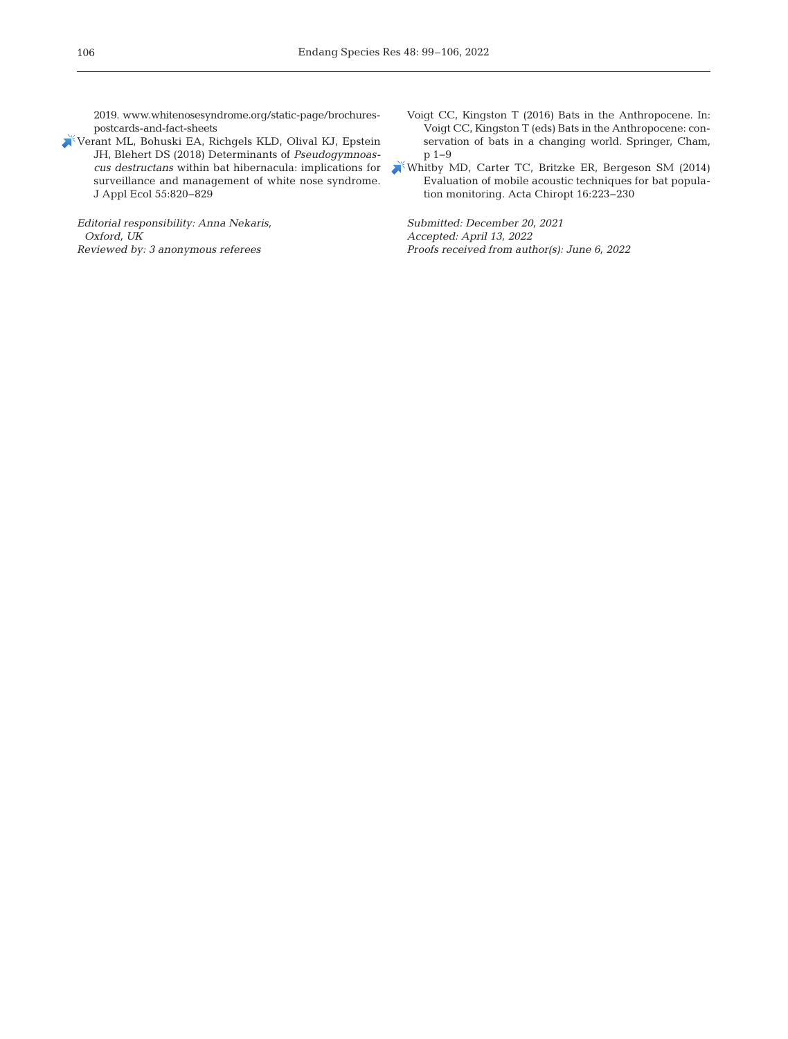2019. www.whitenosesyndrome.org/static-page/brochures-postcards-and-fact-sheets

Verant ML, Bohuski EA, Richgels KLD, Olival KJ, Epstein JH, Blehert DS (2018) Determinants of *Pseudogymnoascus destructans* within bat hibernacula: implications for surveillance and management of white nose syndrome. J Appl Ecol 55:820–829

Voigt CC, Kingston T (2016) Bats in the Anthropocene. In: Voigt CC, Kingston T (eds) Bats in the Anthropocene: conservation of bats in a changing world. Springer, Cham, p 1–9

Whitby MD, Carter TC, Britzke ER, Bergeson SM (2014) Evaluation of mobile acoustic techniques for bat population monitoring. Acta Chiropt 16:223–230

*Editorial responsibility: Anna Nekaris, Oxford, UK*
*Reviewed by: 3 anonymous referees*

*Submitted: December 20, 2021*
*Accepted: April 13, 2022*
*Proofs received from author(s): June 6, 2022*